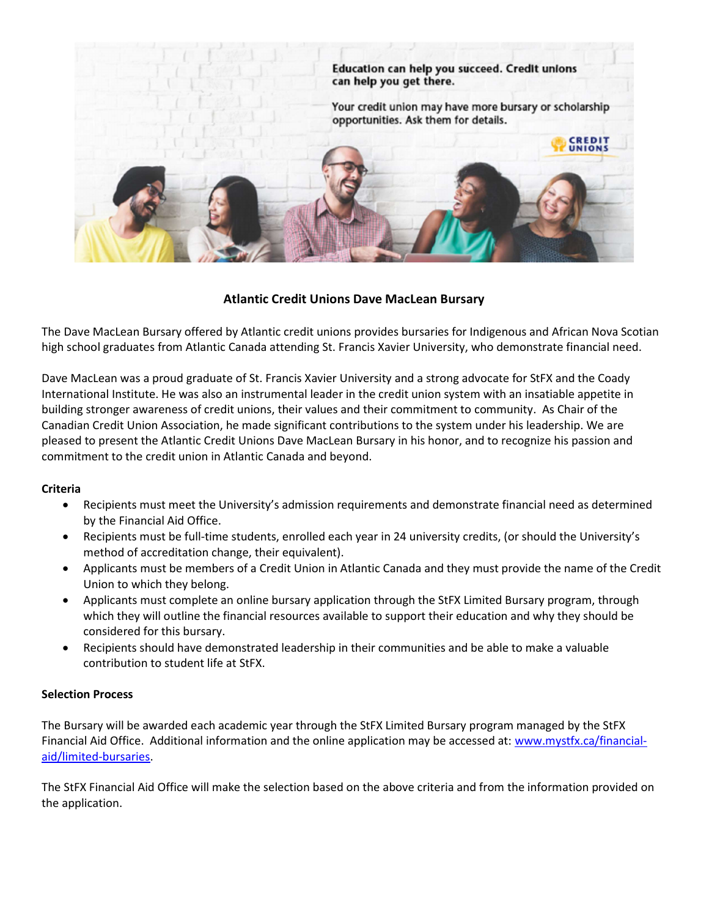**Education can help you succeed. Credit unions can help you get there.**

Your credit union may have more bursary or scholarship opportunities. Ask them for details.

CREDIT UNIONS

# Atlantic Credit Unions Dave MacLean Bursary

The Dave MacLean Bursary offered by Atlantic credit unions provides bursaries for Indigenous and African Nova Scotian high school graduates from Atlantic Canada attending St. Francis Xavier University, who demonstrate financial need.

Dave MacLean was a proud graduate of St. Francis Xavier University and a strong advocate for StFX and the Coady International Institute. He was also an instrumental leader in the credit union system with an insatiable appetite in building stronger awareness of credit unions, their values and their commitment to community. As Chair of the Canadian Credit Union Association, he made significant contributions to the system under his leadership. We are pleased to present the Atlantic Credit Unions Dave MacLean Bursary in his honor, and to recognize his passion and commitment to the credit union in Atlantic Canada and beyond.

**Criteria**

- Recipients must meet the University's admission requirements and demonstrate financial need as determined by the Financial Aid Office.
- Recipients must be full-time students, enrolled each year in 24 university credits, (or should the University's method of accreditation change, their equivalent).
- Applicants must be members of a Credit Union in Atlantic Canada and they must provide the name of the Credit Union to which they belong.
- Applicants must complete an online bursary application through the StFX Limited Bursary program, through which they will outline the financial resources available to support their education and why they should be considered for this bursary.
- Recipients should have demonstrated leadership in their communities and be able to make a valuable contribution to student life at StFX.

**Selection Process**

The Bursary will be awarded each academic year through the StFX Limited Bursary program managed by the StFX Financial Aid Office. Additional information and the online application may be accessed at: [www.mystfx.ca/financial-aid/limited-bursaries](www.mystfx.ca/financial-aid/limited-bursaries).

The StFX Financial Aid Office will make the selection based on the above criteria and from the information provided on the application.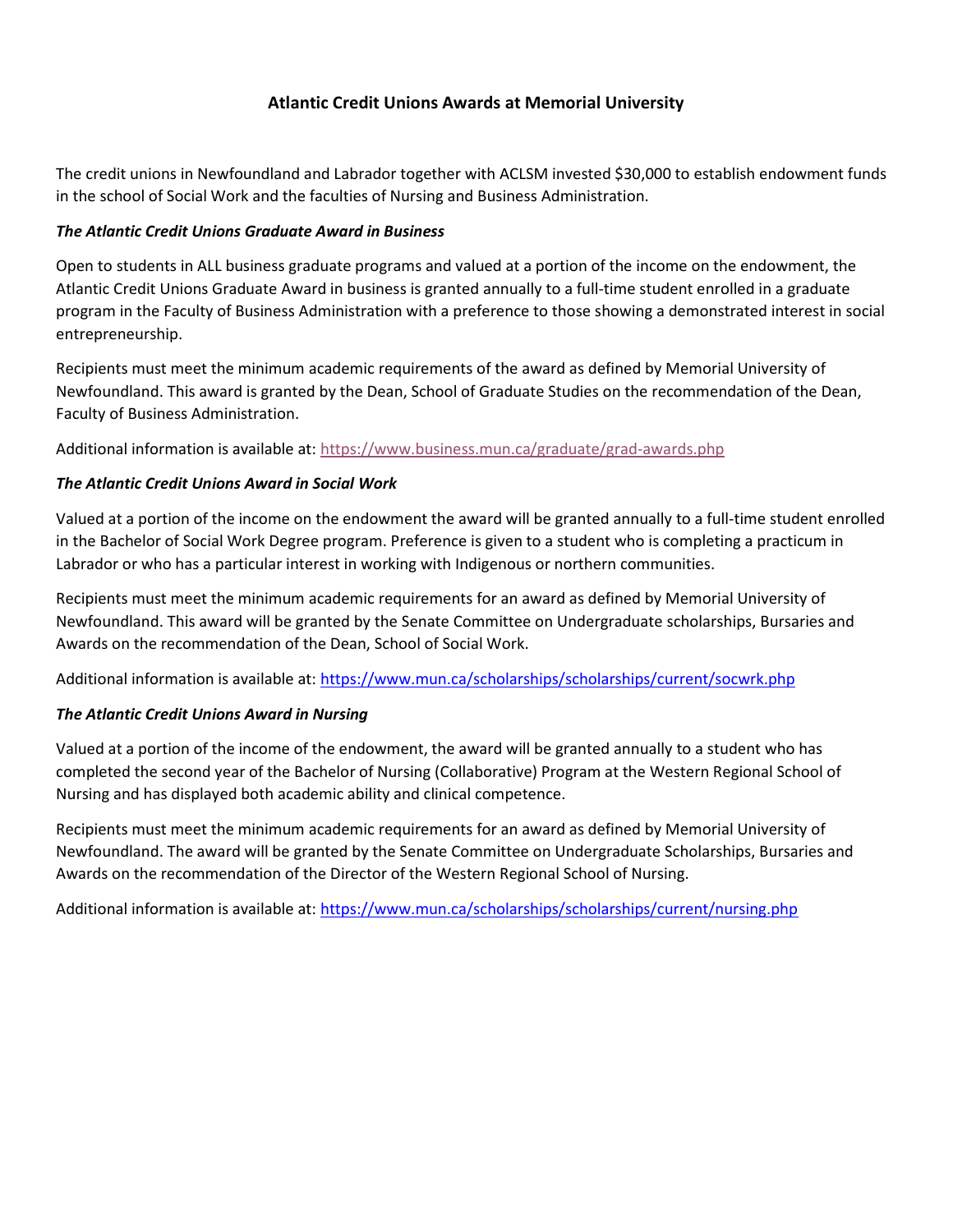# Atlantic Credit Unions Awards at Memorial University

The credit unions in Newfoundland and Labrador together with ACLSM invested $30,000 to establish endowment funds in the school of Social Work and the faculties of Nursing and Business Administration.

***The Atlantic Credit Unions Graduate Award in Business***

Open to students in ALL business graduate programs and valued at a portion of the income on the endowment, the Atlantic Credit Unions Graduate Award in business is granted annually to a full-time student enrolled in a graduate program in the Faculty of Business Administration with a preference to those showing a demonstrated interest in social entrepreneurship.

Recipients must meet the minimum academic requirements of the award as defined by Memorial University of Newfoundland. This award is granted by the Dean, School of Graduate Studies on the recommendation of the Dean, Faculty of Business Administration.

Additional information is available at: https://www.business.mun.ca/graduate/grad-awards.php

***The Atlantic Credit Unions Award in Social Work***

Valued at a portion of the income on the endowment the award will be granted annually to a full-time student enrolled in the Bachelor of Social Work Degree program. Preference is given to a student who is completing a practicum in Labrador or who has a particular interest in working with Indigenous or northern communities.

Recipients must meet the minimum academic requirements for an award as defined by Memorial University of Newfoundland. This award will be granted by the Senate Committee on Undergraduate scholarships, Bursaries and Awards on the recommendation of the Dean, School of Social Work.

Additional information is available at: https://www.mun.ca/scholarships/scholarships/current/socwrk.php

***The Atlantic Credit Unions Award in Nursing***

Valued at a portion of the income of the endowment, the award will be granted annually to a student who has completed the second year of the Bachelor of Nursing (Collaborative) Program at the Western Regional School of Nursing and has displayed both academic ability and clinical competence.

Recipients must meet the minimum academic requirements for an award as defined by Memorial University of Newfoundland. The award will be granted by the Senate Committee on Undergraduate Scholarships, Bursaries and Awards on the recommendation of the Director of the Western Regional School of Nursing.

Additional information is available at: https://www.mun.ca/scholarships/scholarships/current/nursing.php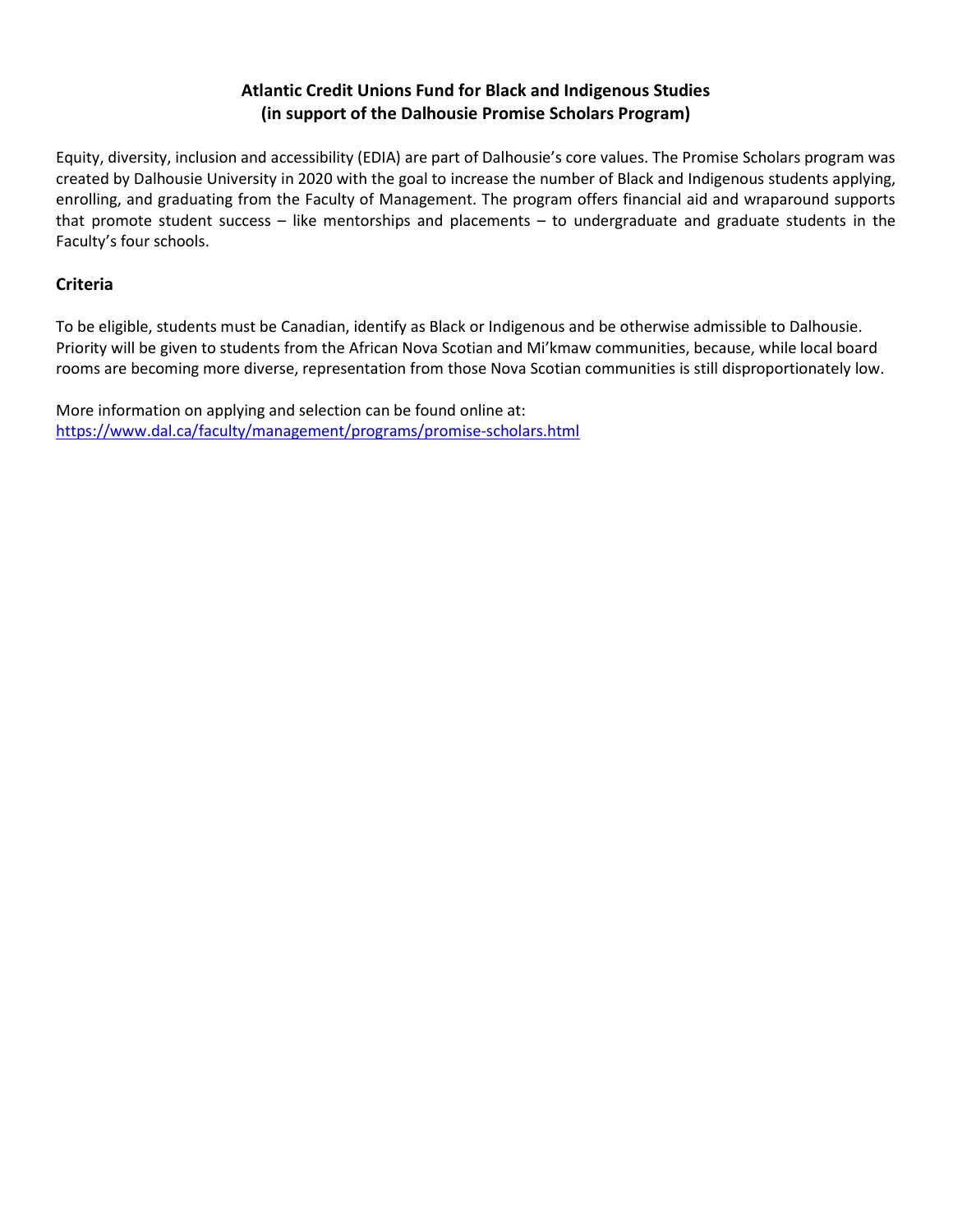**Atlantic Credit Unions Fund for Black and Indigenous Studies**
**(in support of the Dalhousie Promise Scholars Program)**

Equity, diversity, inclusion and accessibility (EDIA) are part of Dalhousie's core values. The Promise Scholars program was created by Dalhousie University in 2020 with the goal to increase the number of Black and Indigenous students applying, enrolling, and graduating from the Faculty of Management. The program offers financial aid and wraparound supports that promote student success – like mentorships and placements – to undergraduate and graduate students in the Faculty's four schools.

## Criteria

To be eligible, students must be Canadian, identify as Black or Indigenous and be otherwise admissible to Dalhousie. Priority will be given to students from the African Nova Scotian and Mi'kmaw communities, because, while local board rooms are becoming more diverse, representation from those Nova Scotian communities is still disproportionately low.

More information on applying and selection can be found online at:
https://www.dal.ca/faculty/management/programs/promise-scholars.html